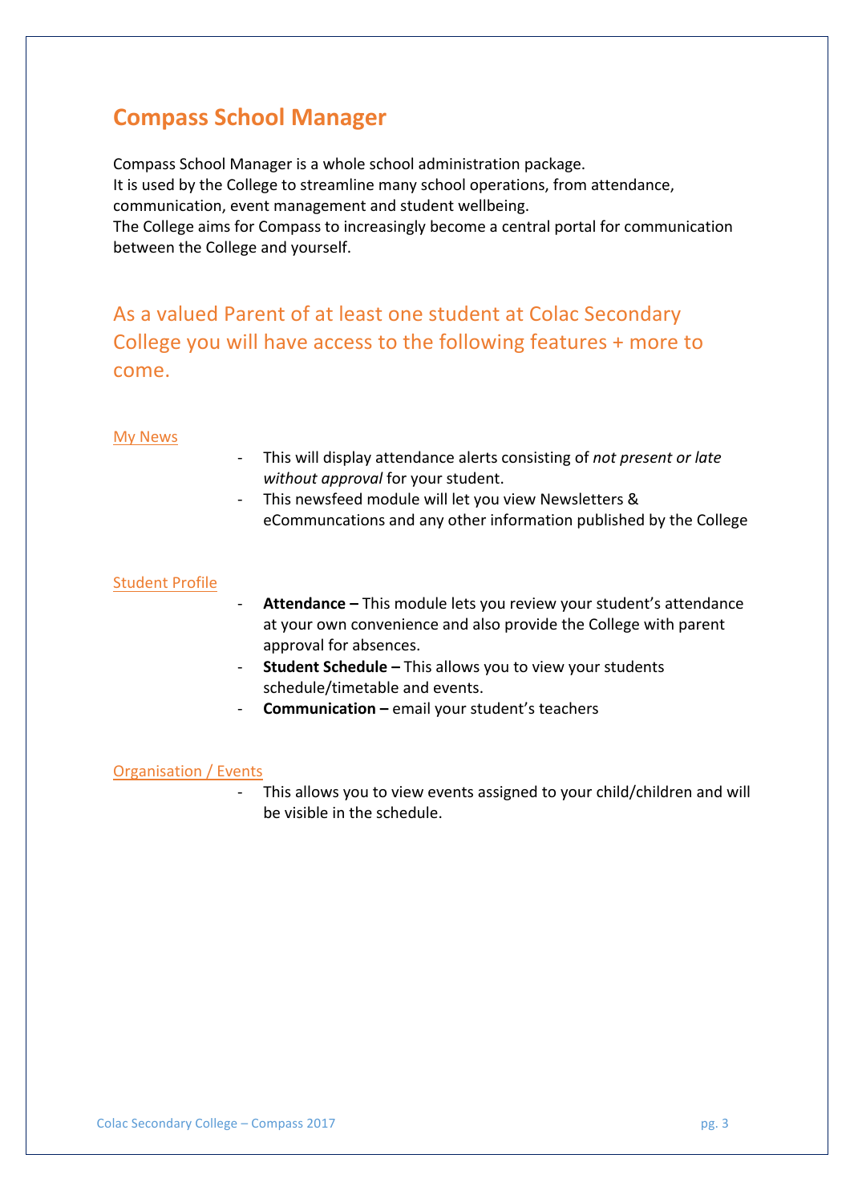# Compass School Manager

Compass School Manager is a whole school administration package.
It is used by the College to streamline many school operations, from attendance, communication, event management and student wellbeing.
The College aims for Compass to increasingly become a central portal for communication between the College and yourself.

## As a valued Parent of at least one student at Colac Secondary College you will have access to the following features + more to come.

### My News

- This will display attendance alerts consisting of *not present or late without approval* for your student.
- This newsfeed module will let you view Newsletters & eCommuncations and any other information published by the College

### Student Profile

- **Attendance –** This module lets you review your student's attendance at your own convenience and also provide the College with parent approval for absences.
- **Student Schedule –** This allows you to view your students schedule/timetable and events.
- **Communication –** email your student's teachers

### Organisation / Events

- This allows you to view events assigned to your child/children and will be visible in the schedule.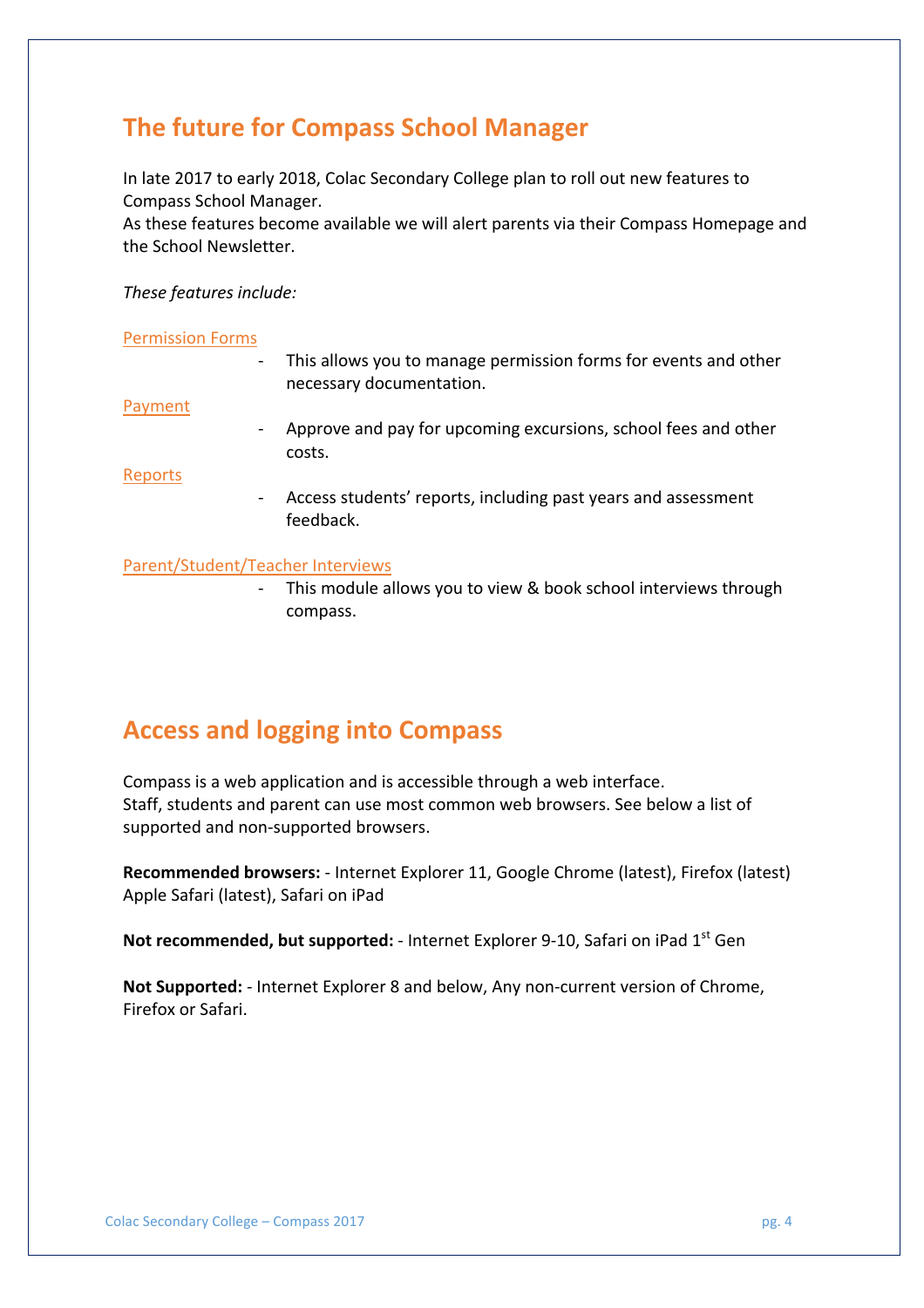## The future for Compass School Manager

In late 2017 to early 2018, Colac Secondary College plan to roll out new features to Compass School Manager.
As these features become available we will alert parents via their Compass Homepage and the School Newsletter.

*These features include:*

Permission Forms

- This allows you to manage permission forms for events and other necessary documentation.

Payment

- Approve and pay for upcoming excursions, school fees and other costs.

Reports

- Access students' reports, including past years and assessment feedback.

Parent/Student/Teacher Interviews

- This module allows you to view & book school interviews through compass.

## Access and logging into Compass

Compass is a web application and is accessible through a web interface.
Staff, students and parent can use most common web browsers. See below a list of supported and non-supported browsers.

**Recommended browsers:** - Internet Explorer 11, Google Chrome (latest), Firefox (latest) Apple Safari (latest), Safari on iPad

**Not recommended, but supported:** - Internet Explorer 9-10, Safari on iPad 1st Gen

**Not Supported:** - Internet Explorer 8 and below, Any non-current version of Chrome, Firefox or Safari.